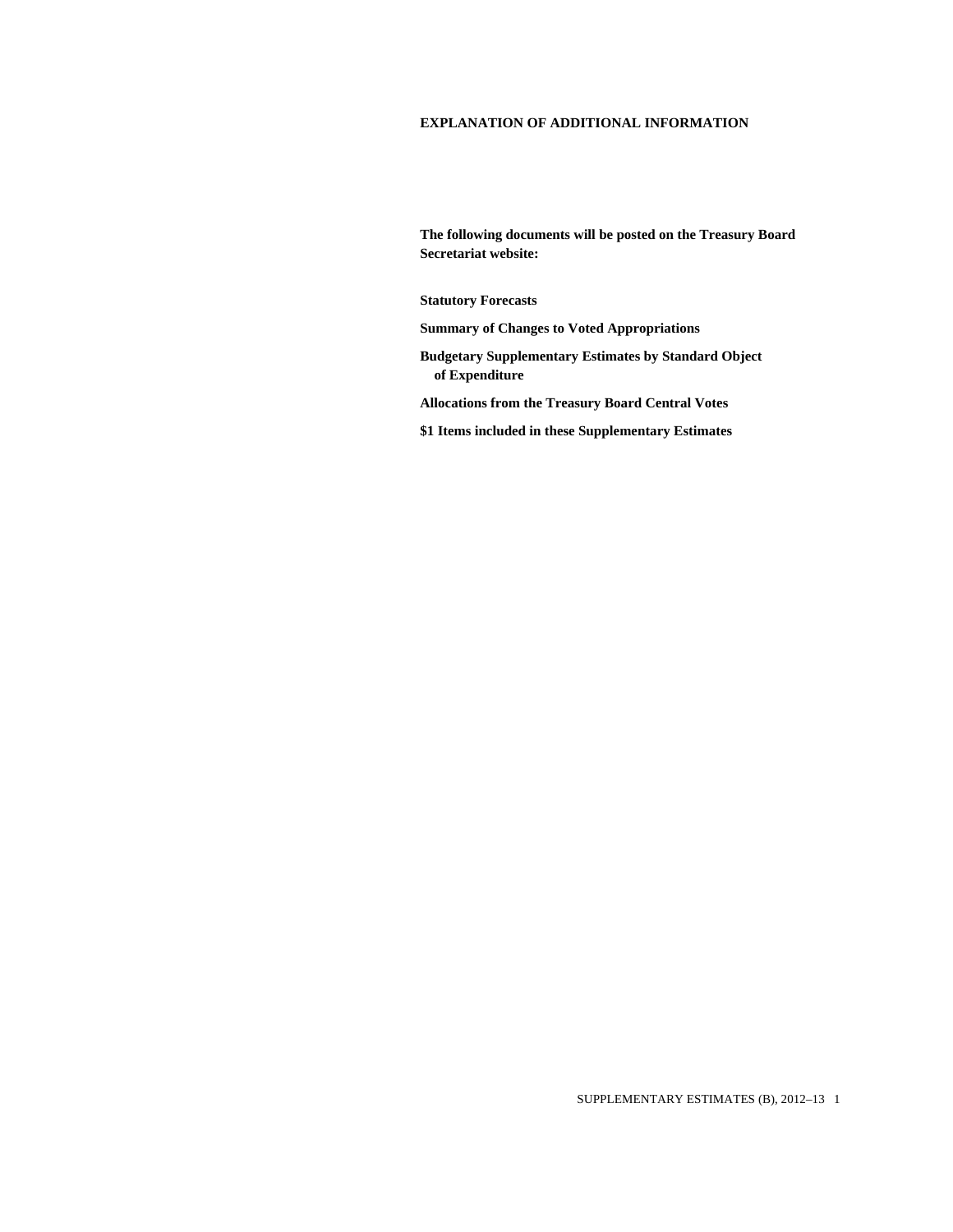# EXPLANATION OF ADDITIONAL INFORMATION

**The following documents will be posted on the Treasury Board Secretariat website:**

**Statutory Forecasts**

**Summary of Changes to Voted Appropriations**

**Budgetary Supplementary Estimates by Standard Object of Expenditure**

**Allocations from the Treasury Board Central Votes**

**$1 Items included in these Supplementary Estimates**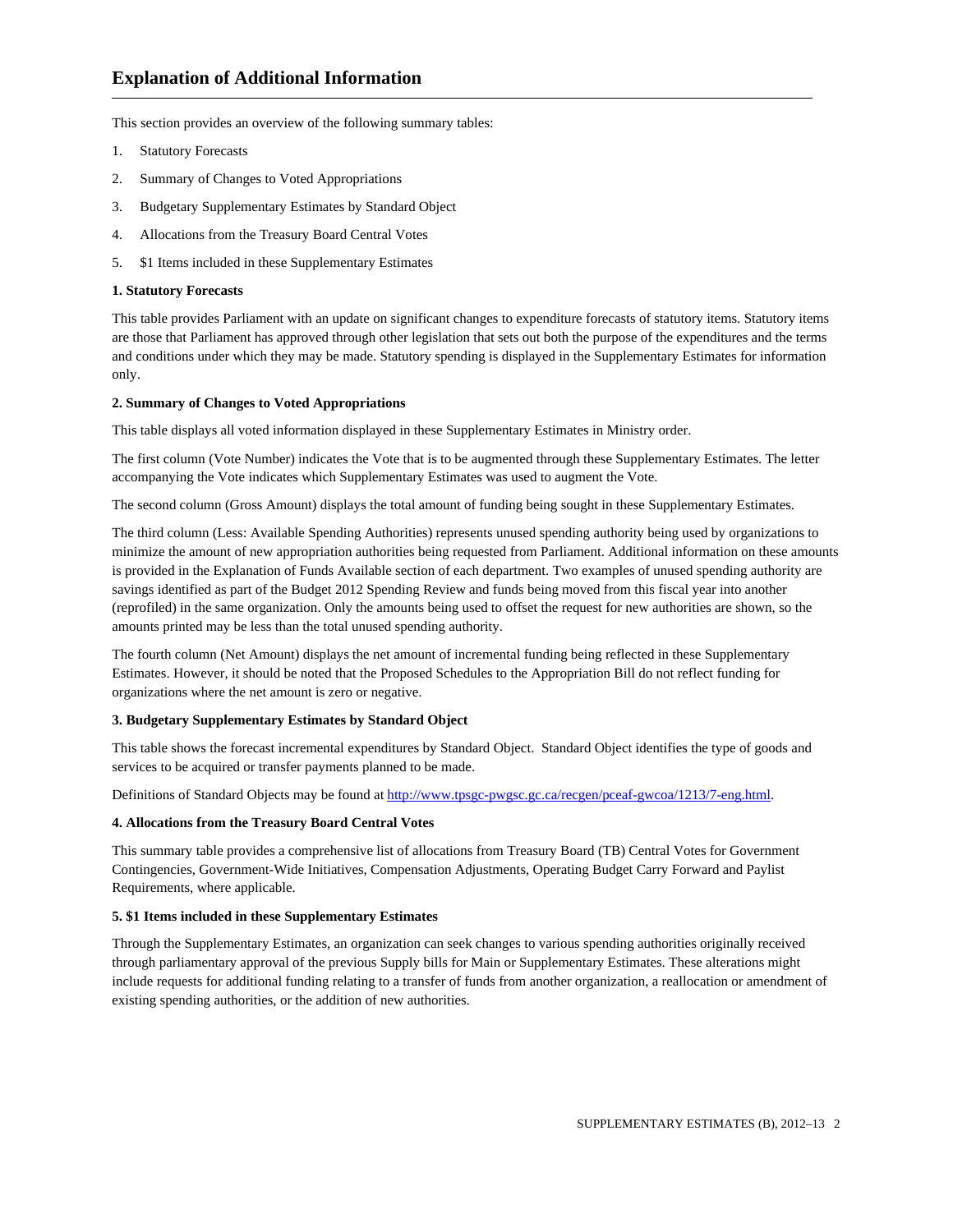# Explanation of Additional Information

This section provides an overview of the following summary tables:

1. Statutory Forecasts
2. Summary of Changes to Voted Appropriations
3. Budgetary Supplementary Estimates by Standard Object
4. Allocations from the Treasury Board Central Votes
5. $1 Items included in these Supplementary Estimates

**1. Statutory Forecasts**

This table provides Parliament with an update on significant changes to expenditure forecasts of statutory items. Statutory items are those that Parliament has approved through other legislation that sets out both the purpose of the expenditures and the terms and conditions under which they may be made. Statutory spending is displayed in the Supplementary Estimates for information only.

**2. Summary of Changes to Voted Appropriations**

This table displays all voted information displayed in these Supplementary Estimates in Ministry order.

The first column (Vote Number) indicates the Vote that is to be augmented through these Supplementary Estimates. The letter accompanying the Vote indicates which Supplementary Estimates was used to augment the Vote.

The second column (Gross Amount) displays the total amount of funding being sought in these Supplementary Estimates.

The third column (Less: Available Spending Authorities) represents unused spending authority being used by organizations to minimize the amount of new appropriation authorities being requested from Parliament. Additional information on these amounts is provided in the Explanation of Funds Available section of each department. Two examples of unused spending authority are savings identified as part of the Budget 2012 Spending Review and funds being moved from this fiscal year into another (reprofiled) in the same organization. Only the amounts being used to offset the request for new authorities are shown, so the amounts printed may be less than the total unused spending authority.

The fourth column (Net Amount) displays the net amount of incremental funding being reflected in these Supplementary Estimates. However, it should be noted that the Proposed Schedules to the Appropriation Bill do not reflect funding for organizations where the net amount is zero or negative.

**3. Budgetary Supplementary Estimates by Standard Object**

This table shows the forecast incremental expenditures by Standard Object. Standard Object identifies the type of goods and services to be acquired or transfer payments planned to be made.

Definitions of Standard Objects may be found at http://www.tpsgc-pwgsc.gc.ca/recgen/pceaf-gwcoa/1213/7-eng.html.

**4. Allocations from the Treasury Board Central Votes**

This summary table provides a comprehensive list of allocations from Treasury Board (TB) Central Votes for Government Contingencies, Government-Wide Initiatives, Compensation Adjustments, Operating Budget Carry Forward and Paylist Requirements, where applicable.

**5. $1 Items included in these Supplementary Estimates**

Through the Supplementary Estimates, an organization can seek changes to various spending authorities originally received through parliamentary approval of the previous Supply bills for Main or Supplementary Estimates. These alterations might include requests for additional funding relating to a transfer of funds from another organization, a reallocation or amendment of existing spending authorities, or the addition of new authorities.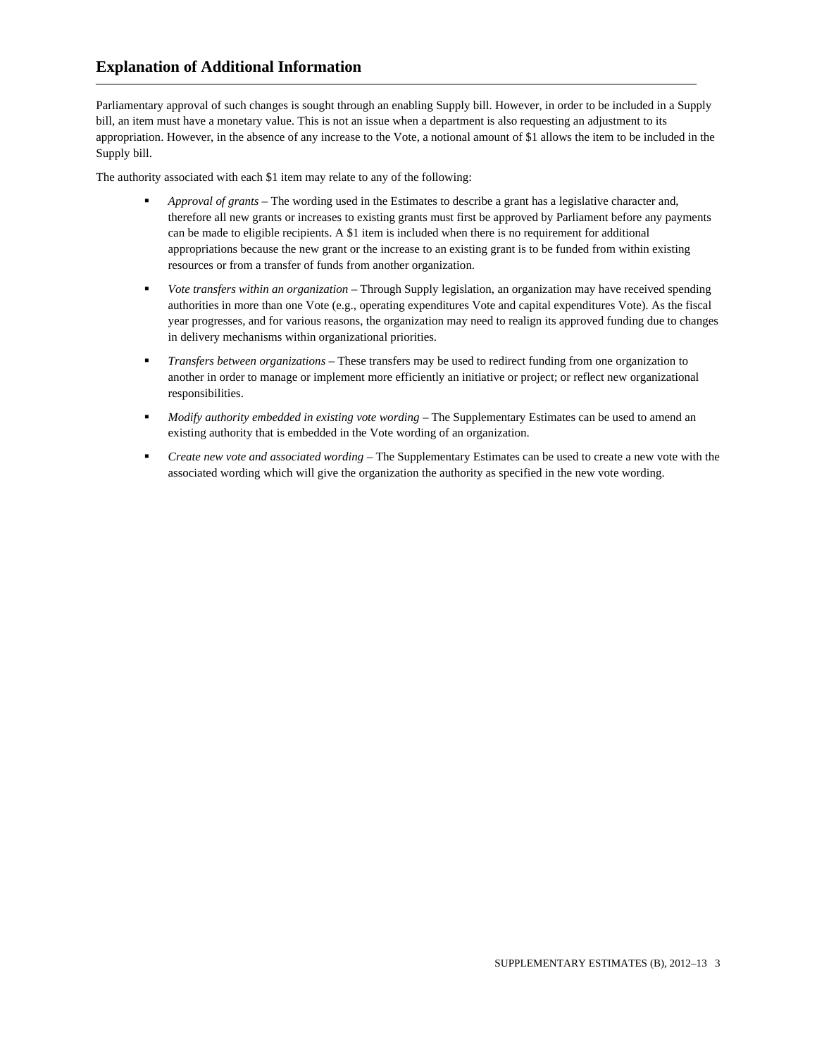## Explanation of Additional Information

Parliamentary approval of such changes is sought through an enabling Supply bill. However, in order to be included in a Supply bill, an item must have a monetary value. This is not an issue when a department is also requesting an adjustment to its appropriation. However, in the absence of any increase to the Vote, a notional amount of $1 allows the item to be included in the Supply bill.

The authority associated with each $1 item may relate to any of the following:

- *Approval of grants* – The wording used in the Estimates to describe a grant has a legislative character and, therefore all new grants or increases to existing grants must first be approved by Parliament before any payments can be made to eligible recipients. A $1 item is included when there is no requirement for additional appropriations because the new grant or the increase to an existing grant is to be funded from within existing resources or from a transfer of funds from another organization.
- *Vote transfers within an organization* – Through Supply legislation, an organization may have received spending authorities in more than one Vote (e.g., operating expenditures Vote and capital expenditures Vote). As the fiscal year progresses, and for various reasons, the organization may need to realign its approved funding due to changes in delivery mechanisms within organizational priorities.
- *Transfers between organizations* – These transfers may be used to redirect funding from one organization to another in order to manage or implement more efficiently an initiative or project; or reflect new organizational responsibilities.
- *Modify authority embedded in existing vote wording* – The Supplementary Estimates can be used to amend an existing authority that is embedded in the Vote wording of an organization.
- *Create new vote and associated wording* – The Supplementary Estimates can be used to create a new vote with the associated wording which will give the organization the authority as specified in the new vote wording.